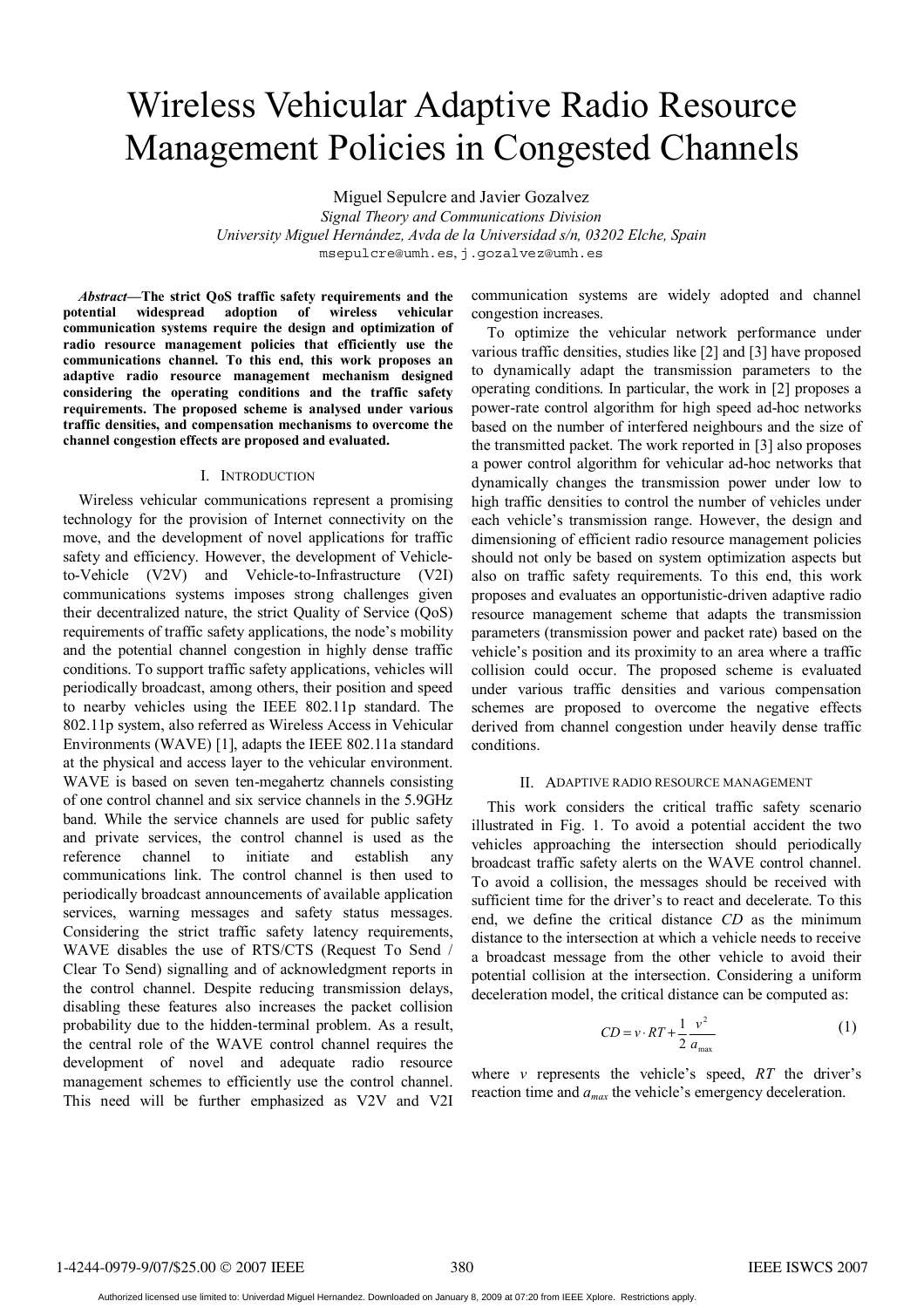# Wireless Vehicular Adaptive Radio Resource Management Policies in Congested Channels

Miguel Sepulcre and Javier Gozalvez

*Signal Theory and Communications Division*
*University Miguel Hernández, Avda de la Universidad s/n, 03202 Elche, Spain*
msepulcre@umh.es, j.gozalvez@umh.es

***Abstract*—The strict QoS traffic safety requirements and the potential widespread adoption of wireless vehicular communication systems require the design and optimization of radio resource management policies that efficiently use the communications channel. To this end, this work proposes an adaptive radio resource management mechanism designed considering the operating conditions and the traffic safety requirements. The proposed scheme is analysed under various traffic densities, and compensation mechanisms to overcome the channel congestion effects are proposed and evaluated.**

## I. Introduction

Wireless vehicular communications represent a promising technology for the provision of Internet connectivity on the move, and the development of novel applications for traffic safety and efficiency. However, the development of Vehicle-to-Vehicle (V2V) and Vehicle-to-Infrastructure (V2I) communications systems imposes strong challenges given their decentralized nature, the strict Quality of Service (QoS) requirements of traffic safety applications, the node's mobility and the potential channel congestion in highly dense traffic conditions. To support traffic safety applications, vehicles will periodically broadcast, among others, their position and speed to nearby vehicles using the IEEE 802.11p standard. The 802.11p system, also referred as Wireless Access in Vehicular Environments (WAVE) [1], adapts the IEEE 802.11a standard at the physical and access layer to the vehicular environment. WAVE is based on seven ten-megahertz channels consisting of one control channel and six service channels in the 5.9GHz band. While the service channels are used for public safety and private services, the control channel is used as the reference channel to initiate and establish any communications link. The control channel is then used to periodically broadcast announcements of available application services, warning messages and safety status messages. Considering the strict traffic safety latency requirements, WAVE disables the use of RTS/CTS (Request To Send / Clear To Send) signalling and of acknowledgment reports in the control channel. Despite reducing transmission delays, disabling these features also increases the packet collision probability due to the hidden-terminal problem. As a result, the central role of the WAVE control channel requires the development of novel and adequate radio resource management schemes to efficiently use the control channel. This need will be further emphasized as V2V and V2I communication systems are widely adopted and channel congestion increases.

To optimize the vehicular network performance under various traffic densities, studies like [2] and [3] have proposed to dynamically adapt the transmission parameters to the operating conditions. In particular, the work in [2] proposes a power-rate control algorithm for high speed ad-hoc networks based on the number of interfered neighbours and the size of the transmitted packet. The work reported in [3] also proposes a power control algorithm for vehicular ad-hoc networks that dynamically changes the transmission power under low to high traffic densities to control the number of vehicles under each vehicle's transmission range. However, the design and dimensioning of efficient radio resource management policies should not only be based on system optimization aspects but also on traffic safety requirements. To this end, this work proposes and evaluates an opportunistic-driven adaptive radio resource management scheme that adapts the transmission parameters (transmission power and packet rate) based on the vehicle's position and its proximity to an area where a traffic collision could occur. The proposed scheme is evaluated under various traffic densities and various compensation schemes are proposed to overcome the negative effects derived from channel congestion under heavily dense traffic conditions.

## II. Adaptive Radio Resource Management

This work considers the critical traffic safety scenario illustrated in Fig. 1. To avoid a potential accident the two vehicles approaching the intersection should periodically broadcast traffic safety alerts on the WAVE control channel. To avoid a collision, the messages should be received with sufficient time for the driver's to react and decelerate. To this end, we define the critical distance *CD* as the minimum distance to the intersection at which a vehicle needs to receive a broadcast message from the other vehicle to avoid their potential collision at the intersection. Considering a uniform deceleration model, the critical distance can be computed as:

$$CD = v \cdot RT + \frac{1}{2}\frac{v^2}{a_{max}} \tag{1}$$

where $v$ represents the vehicle's speed, $RT$ the driver's reaction time and $a_{max}$ the vehicle's emergency deceleration.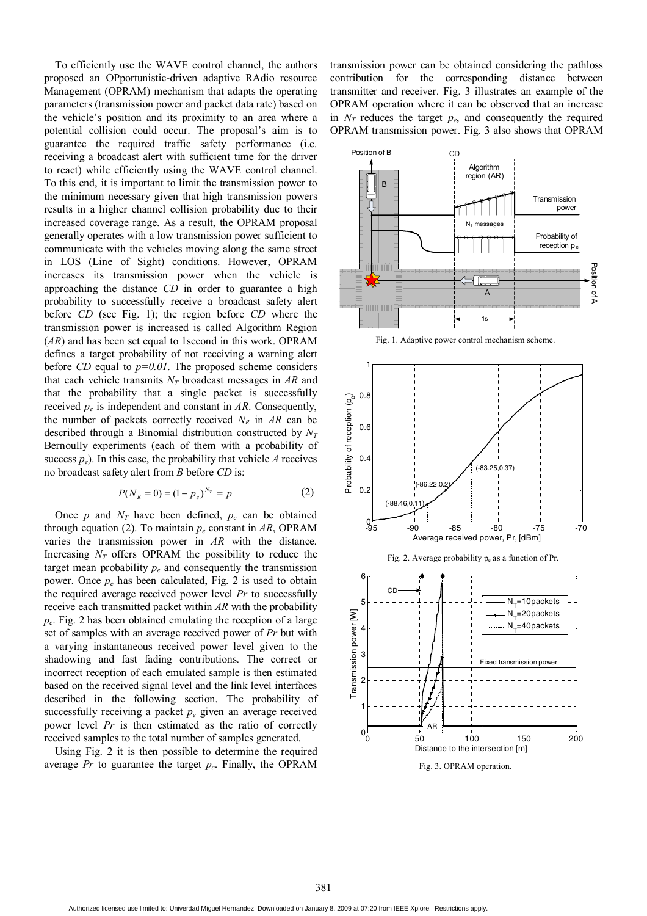To efficiently use the WAVE control channel, the authors proposed an OPportunistic-driven adaptive RAdio resource Management (OPRAM) mechanism that adapts the operating parameters (transmission power and packet data rate) based on the vehicle's position and its proximity to an area where a potential collision could occur. The proposal's aim is to guarantee the required traffic safety performance (i.e. receiving a broadcast alert with sufficient time for the driver to react) while efficiently using the WAVE control channel. To this end, it is important to limit the transmission power to the minimum necessary given that high transmission powers results in a higher channel collision probability due to their increased coverage range. As a result, the OPRAM proposal generally operates with a low transmission power sufficient to communicate with the vehicles moving along the same street in LOS (Line of Sight) conditions. However, OPRAM increases its transmission power when the vehicle is approaching the distance *CD* in order to guarantee a high probability to successfully receive a broadcast safety alert before *CD* (see Fig. 1); the region before *CD* where the transmission power is increased is called Algorithm Region (*AR*) and has been set equal to 1second in this work. OPRAM defines a target probability of not receiving a warning alert before *CD* equal to $p=0.01$. The proposed scheme considers that each vehicle transmits $N_T$ broadcast messages in *AR* and that the probability that a single packet is successfully received $p_e$ is independent and constant in *AR*. Consequently, the number of packets correctly received $N_R$ in *AR* can be described through a Binomial distribution constructed by $N_T$ Bernoully experiments (each of them with a probability of success $p_e$). In this case, the probability that vehicle *A* receives no broadcast safety alert from *B* before *CD* is:

$$P(N_R = 0) = (1 - p_e)^{N_T} = p \tag{2}$$

Once $p$ and $N_T$ have been defined, $p_e$ can be obtained through equation (2). To maintain $p_e$ constant in *AR*, OPRAM varies the transmission power in *AR* with the distance. Increasing $N_T$ offers OPRAM the possibility to reduce the target mean probability $p_e$ and consequently the transmission power. Once $p_e$ has been calculated, Fig. 2 is used to obtain the required average received power level *Pr* to successfully receive each transmitted packet within *AR* with the probability $p_e$. Fig. 2 has been obtained emulating the reception of a large set of samples with an average received power of *Pr* but with a varying instantaneous received power level given to the shadowing and fast fading contributions. The correct or incorrect reception of each emulated sample is then estimated based on the received signal level and the link level interfaces described in the following section. The probability of successfully receiving a packet $p_e$ given an average received power level *Pr* is then estimated as the ratio of correctly received samples to the total number of samples generated.

Using Fig. 2 it is then possible to determine the required average *Pr* to guarantee the target $p_e$. Finally, the OPRAM transmission power can be obtained considering the pathloss contribution for the corresponding distance between transmitter and receiver. Fig. 3 illustrates an example of the OPRAM operation where it can be observed that an increase in $N_T$ reduces the target $p_e$, and consequently the required OPRAM transmission power. Fig. 3 also shows that OPRAM

Fig. 1. Adaptive power control mechanism scheme.

Fig. 2. Average probability $p_e$ as a function of Pr.

Fig. 3. OPRAM operation.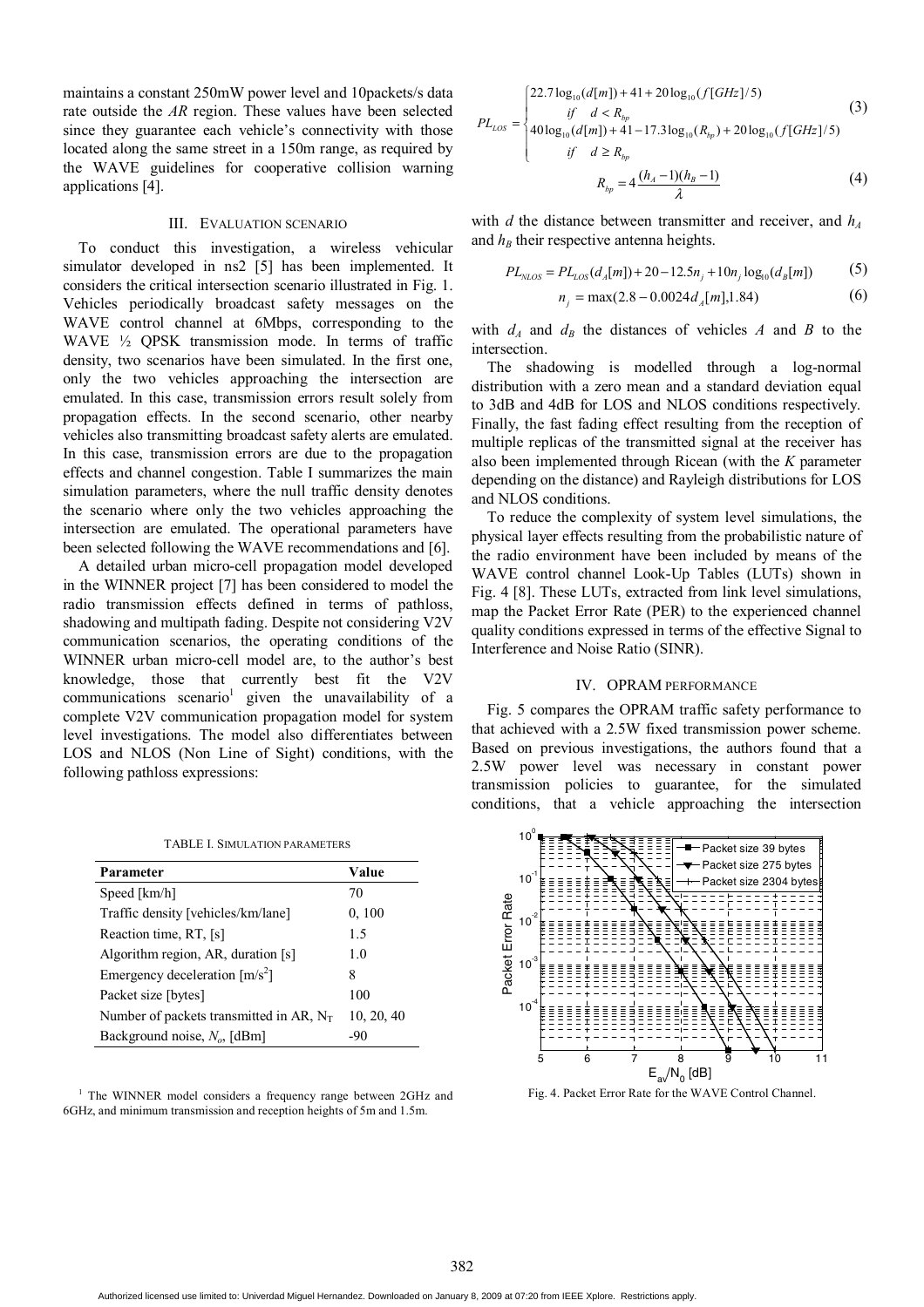maintains a constant 250mW power level and 10packets/s data rate outside the *AR* region. These values have been selected since they guarantee each vehicle's connectivity with those located along the same street in a 150m range, as required by the WAVE guidelines for cooperative collision warning applications [4].

## III. EVALUATION SCENARIO

To conduct this investigation, a wireless vehicular simulator developed in ns2 [5] has been implemented. It considers the critical intersection scenario illustrated in Fig. 1. Vehicles periodically broadcast safety messages on the WAVE control channel at 6Mbps, corresponding to the WAVE ½ QPSK transmission mode. In terms of traffic density, two scenarios have been simulated. In the first one, only the two vehicles approaching the intersection are emulated. In this case, transmission errors result solely from propagation effects. In the second scenario, other nearby vehicles also transmitting broadcast safety alerts are emulated. In this case, transmission errors are due to the propagation effects and channel congestion. Table I summarizes the main simulation parameters, where the null traffic density denotes the scenario where only the two vehicles approaching the intersection are emulated. The operational parameters have been selected following the WAVE recommendations and [6].

A detailed urban micro-cell propagation model developed in the WINNER project [7] has been considered to model the radio transmission effects defined in terms of pathloss, shadowing and multipath fading. Despite not considering V2V communication scenarios, the operating conditions of the WINNER urban micro-cell model are, to the author's best knowledge, those that currently best fit the V2V communications scenario[1] given the unavailability of a complete V2V communication propagation model for system level investigations. The model also differentiates between LOS and NLOS (Non Line of Sight) conditions, with the following pathloss expressions:

TABLE I. SIMULATION PARAMETERS

| Parameter | Value |
|---|---|
| Speed [km/h] | 70 |
| Traffic density [vehicles/km/lane] | 0, 100 |
| Reaction time, RT, [s] | 1.5 |
| Algorithm region, AR, duration [s] | 1.0 |
| Emergency deceleration [m/s$^2$] | 8 |
| Packet size [bytes] | 100 |
| Number of packets transmitted in AR, $N_T$ | 10, 20, 40 |
| Background noise, $N_o$, [dBm] | -90 |

[1] The WINNER model considers a frequency range between 2GHz and 6GHz, and minimum transmission and reception heights of 5m and 1.5m.

$$PL_{LOS} = \begin{cases} 22.7\log_{10}(d[m]) + 41 + 20\log_{10}(f[GHz]/5) \\ \quad if \quad d < R_{bp} \\ 40\log_{10}(d[m]) + 41 - 17.3\log_{10}(R_{bp}) + 20\log_{10}(f[GHz]/5) \\ \quad if \quad d \geq R_{bp} \end{cases} \tag{3}$$

$$R_{bp} = 4\frac{(h_A - 1)(h_B - 1)}{\lambda} \tag{4}$$

with $d$ the distance between transmitter and receiver, and $h_A$ and $h_B$ their respective antenna heights.

$$PL_{NLOS} = PL_{LOS}(d_A[m]) + 20 - 12.5n_j + 10n_j\log_{10}(d_B[m]) \tag{5}$$

$$n_j = \max(2.8 - 0.0024d_A[m], 1.84) \tag{6}$$

with $d_A$ and $d_B$ the distances of vehicles $A$ and $B$ to the intersection.

The shadowing is modelled through a log-normal distribution with a zero mean and a standard deviation equal to 3dB and 4dB for LOS and NLOS conditions respectively. Finally, the fast fading effect resulting from the reception of multiple replicas of the transmitted signal at the receiver has also been implemented through Ricean (with the $K$ parameter depending on the distance) and Rayleigh distributions for LOS and NLOS conditions.

To reduce the complexity of system level simulations, the physical layer effects resulting from the probabilistic nature of the radio environment have been included by means of the WAVE control channel Look-Up Tables (LUTs) shown in Fig. 4 [8]. These LUTs, extracted from link level simulations, map the Packet Error Rate (PER) to the experienced channel quality conditions expressed in terms of the effective Signal to Interference and Noise Ratio (SINR).

## IV. OPRAM PERFORMANCE

Fig. 5 compares the OPRAM traffic safety performance to that achieved with a 2.5W fixed transmission power scheme. Based on previous investigations, the authors found that a 2.5W power level was necessary in constant power transmission policies to guarantee, for the simulated conditions, that a vehicle approaching the intersection

Fig. 4. Packet Error Rate for the WAVE Control Channel.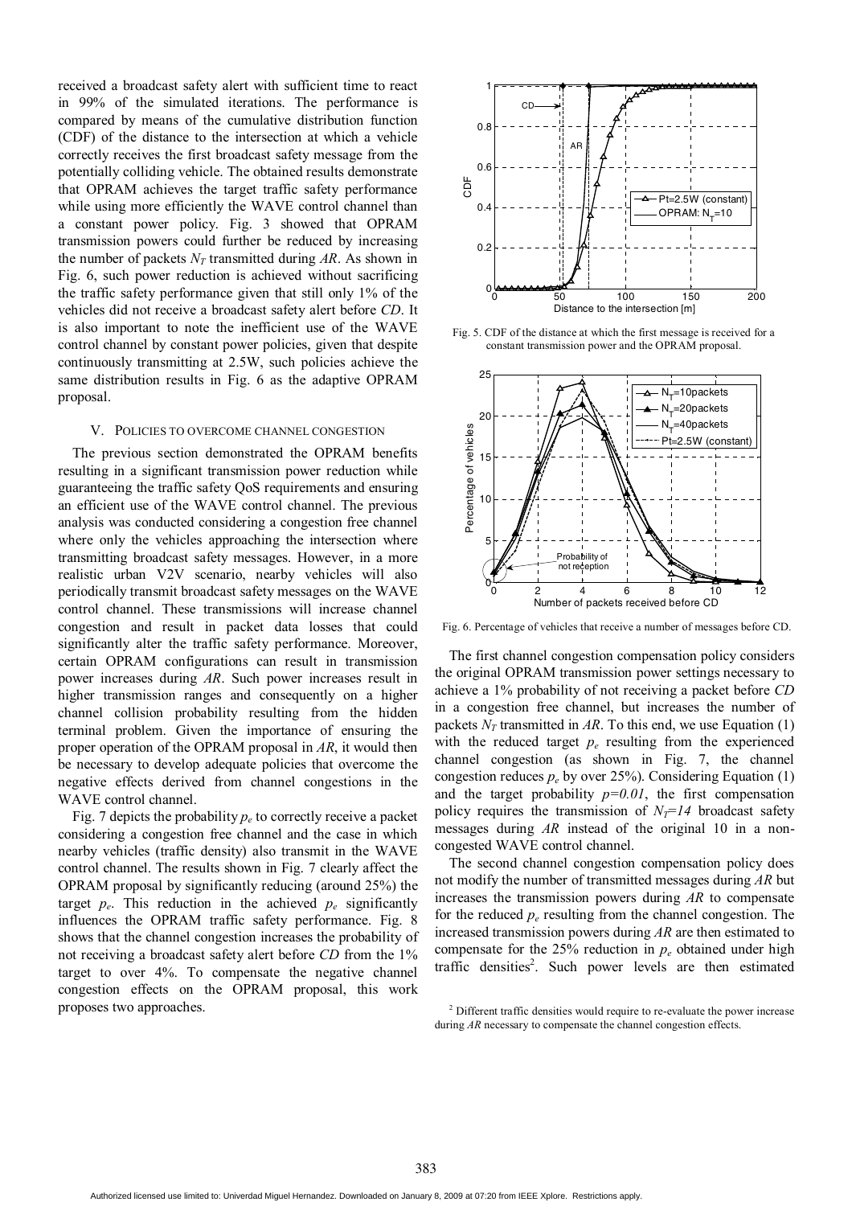received a broadcast safety alert with sufficient time to react in 99% of the simulated iterations. The performance is compared by means of the cumulative distribution function (CDF) of the distance to the intersection at which a vehicle correctly receives the first broadcast safety message from the potentially colliding vehicle. The obtained results demonstrate that OPRAM achieves the target traffic safety performance while using more efficiently the WAVE control channel than a constant power policy. Fig. 3 showed that OPRAM transmission powers could further be reduced by increasing the number of packets $N_T$ transmitted during *AR*. As shown in Fig. 6, such power reduction is achieved without sacrificing the traffic safety performance given that still only 1% of the vehicles did not receive a broadcast safety alert before *CD*. It is also important to note the inefficient use of the WAVE control channel by constant power policies, given that despite continuously transmitting at 2.5W, such policies achieve the same distribution results in Fig. 6 as the adaptive OPRAM proposal.

## V. Policies to overcome channel congestion

The previous section demonstrated the OPRAM benefits resulting in a significant transmission power reduction while guaranteeing the traffic safety QoS requirements and ensuring an efficient use of the WAVE control channel. The previous analysis was conducted considering a congestion free channel where only the vehicles approaching the intersection where transmitting broadcast safety messages. However, in a more realistic urban V2V scenario, nearby vehicles will also periodically transmit broadcast safety messages on the WAVE control channel. These transmissions will increase channel congestion and result in packet data losses that could significantly alter the traffic safety performance. Moreover, certain OPRAM configurations can result in transmission power increases during *AR*. Such power increases result in higher transmission ranges and consequently on a higher channel collision probability resulting from the hidden terminal problem. Given the importance of ensuring the proper operation of the OPRAM proposal in *AR*, it would then be necessary to develop adequate policies that overcome the negative effects derived from channel congestions in the WAVE control channel.

Fig. 7 depicts the probability $p_e$ to correctly receive a packet considering a congestion free channel and the case in which nearby vehicles (traffic density) also transmit in the WAVE control channel. The results shown in Fig. 7 clearly affect the OPRAM proposal by significantly reducing (around 25%) the target $p_e$. This reduction in the achieved $p_e$ significantly influences the OPRAM traffic safety performance. Fig. 8 shows that the channel congestion increases the probability of not receiving a broadcast safety alert before *CD* from the 1% target to over 4%. To compensate the negative channel congestion effects on the OPRAM proposal, this work proposes two approaches.

Fig. 5. CDF of the distance at which the first message is received for a constant transmission power and the OPRAM proposal.

Fig. 6. Percentage of vehicles that receive a number of messages before CD.

The first channel congestion compensation policy considers the original OPRAM transmission power settings necessary to achieve a 1% probability of not receiving a packet before *CD* in a congestion free channel, but increases the number of packets $N_T$ transmitted in *AR*. To this end, we use Equation (1) with the reduced target $p_e$ resulting from the experienced channel congestion (as shown in Fig. 7, the channel congestion reduces $p_e$ by over 25%). Considering Equation (1) and the target probability $p=0.01$, the first compensation policy requires the transmission of $N_T=14$ broadcast safety messages during *AR* instead of the original 10 in a non-congested WAVE control channel.

The second channel congestion compensation policy does not modify the number of transmitted messages during *AR* but increases the transmission powers during *AR* to compensate for the reduced $p_e$ resulting from the channel congestion. The increased transmission powers during *AR* are then estimated to compensate for the 25% reduction in $p_e$ obtained under high traffic densities[2]. Such power levels are then estimated

[2] Different traffic densities would require to re-evaluate the power increase during *AR* necessary to compensate the channel congestion effects.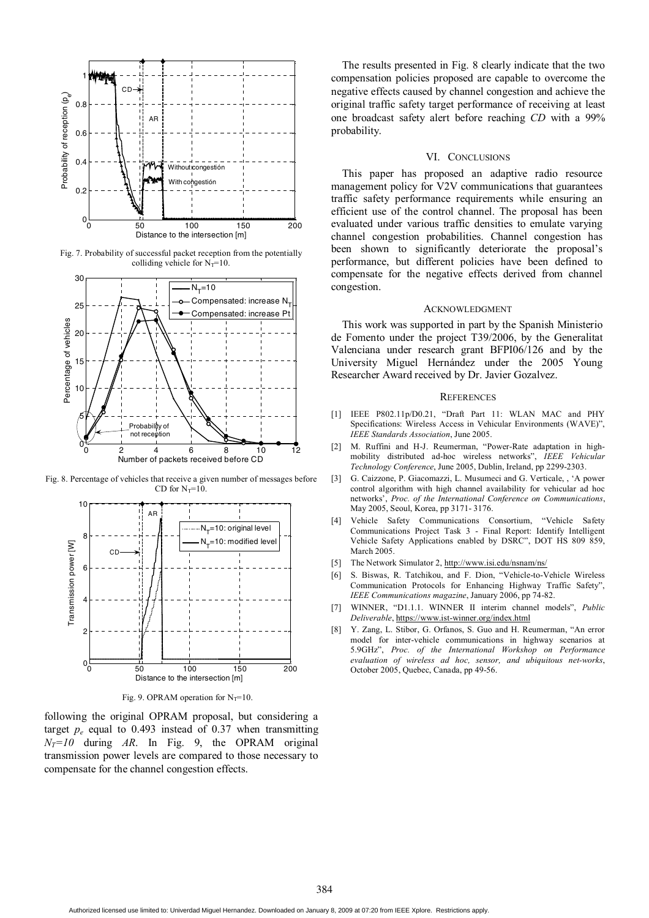1
0.8
0.6
0.4
0.2
0
0 50 100 150 200
Probability of reception ($p_e$)
Distance to the intersection [m]
CD
AR
Without congestion
With congestion

Fig. 7. Probability of successful packet reception from the potentially colliding vehicle for $N_T$=10.

30
25
20
15
10
5
0
0 2 4 6 8 10 12
Percentage of vehicles
Number of packets received before CD
$N_T$=10
Compensated: increase $N_T$
Compensated: increase Pt
Probability of not reception

Fig. 8. Percentage of vehicles that receive a given number of messages before CD for $N_T$=10.

10
8
6
4
2
0
0 50 100 150 200
Transmission power [W]
Distance to the intersection [m]
CD
AR
$N_T$=10: original level
$N_T$=10: modified level

Fig. 9. OPRAM operation for $N_T$=10.

following the original OPRAM proposal, but considering a target $p_e$ equal to 0.493 instead of 0.37 when transmitting $N_T=10$ during *AR*. In Fig. 9, the OPRAM original transmission power levels are compared to those necessary to compensate for the channel congestion effects.

The results presented in Fig. 8 clearly indicate that the two compensation policies proposed are capable to overcome the negative effects caused by channel congestion and achieve the original traffic safety target performance of receiving at least one broadcast safety alert before reaching *CD* with a 99% probability.

## VI. Conclusions

This paper has proposed an adaptive radio resource management policy for V2V communications that guarantees traffic safety performance requirements while ensuring an efficient use of the control channel. The proposal has been evaluated under various traffic densities to emulate varying channel congestion probabilities. Channel congestion has been shown to significantly deteriorate the proposal's performance, but different policies have been defined to compensate for the negative effects derived from channel congestion.

## Acknowledgment

This work was supported in part by the Spanish Ministerio de Fomento under the project T39/2006, by the Generalitat Valenciana under research grant BFPI06/126 and by the University Miguel Hernández under the 2005 Young Researcher Award received by Dr. Javier Gozalvez.

## References

[1] IEEE P802.11p/D0.21, "Draft Part 11: WLAN MAC and PHY Specifications: Wireless Access in Vehicular Environments (WAVE)", *IEEE Standards Association*, June 2005.

[2] M. Ruffini and H-J. Reumerman, "Power-Rate adaptation in high-mobility distributed ad-hoc wireless networks", *IEEE Vehicular Technology Conference*, June 2005, Dublin, Ireland, pp 2299-2303.

[3] G. Caizzone, P. Giacomazzi, L. Musumeci and G. Verticale, , 'A power control algorithm with high channel availability for vehicular ad hoc networks', *Proc. of the International Conference on Communications*, May 2005, Seoul, Korea, pp 3171- 3176.

[4] Vehicle Safety Communications Consortium, "Vehicle Safety Communications Project Task 3 - Final Report: Identify Intelligent Vehicle Safety Applications enabled by DSRC", DOT HS 809 859, March 2005.

[5] The Network Simulator 2, http://www.isi.edu/nsnam/ns/

[6] S. Biswas, R. Tatchikou, and F. Dion, "Vehicle-to-Vehicle Wireless Communication Protocols for Enhancing Highway Traffic Safety", *IEEE Communications magazine*, January 2006, pp 74-82.

[7] WINNER, "D1.1.1. WINNER II interim channel models", *Public Deliverable*, https://www.ist-winner.org/index.html

[8] Y. Zang, L. Stibor, G. Orfanos, S. Guo and H. Reumerman, "An error model for inter-vehicle communications in highway scenarios at 5.9GHz", *Proc. of the International Workshop on Performance evaluation of wireless ad hoc, sensor, and ubiquitous net-works*, October 2005, Quebec, Canada, pp 49-56.